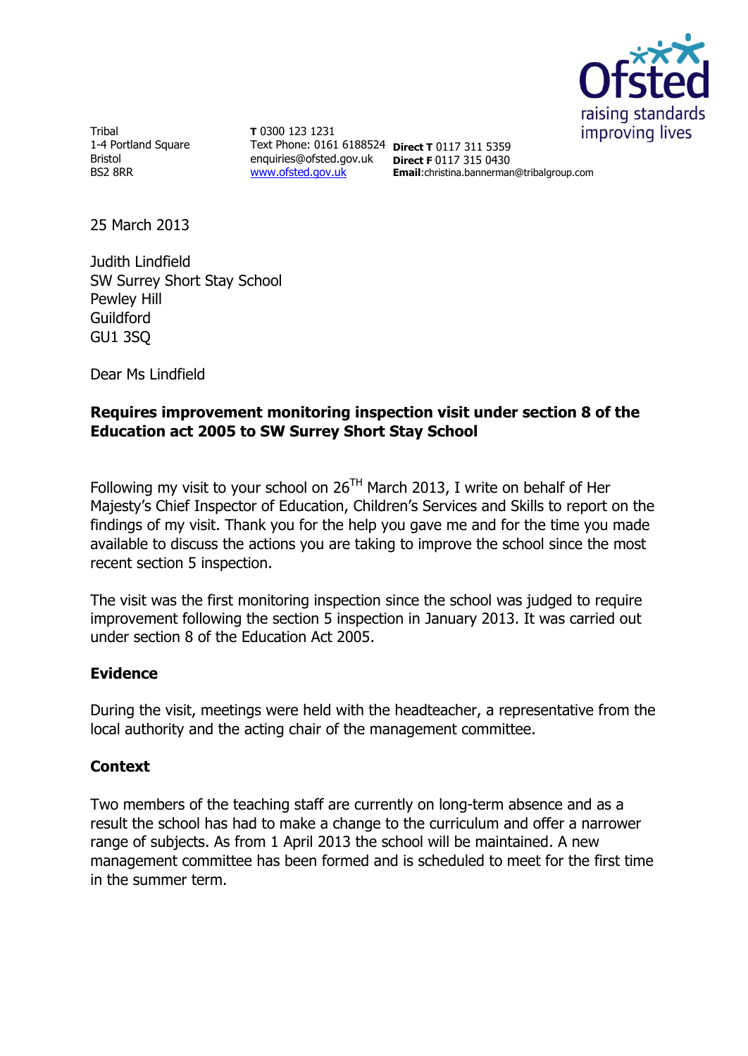Tribal
1-4 Portland Square
Bristol
BS2 8RR

**T** 0300 123 1231
Text Phone: 0161 6188524
enquiries@ofsted.gov.uk
www.ofsted.gov.uk

**Direct T** 0117 311 5359
**Direct F** 0117 315 0430
**Email**:christina.bannerman@tribalgroup.com

25 March 2013

Judith Lindfield
SW Surrey Short Stay School
Pewley Hill
Guildford
GU1 3SQ

Dear Ms Lindfield

**Requires improvement monitoring inspection visit under section 8 of the Education act 2005 to SW Surrey Short Stay School**

Following my visit to your school on 26TH March 2013, I write on behalf of Her Majesty's Chief Inspector of Education, Children's Services and Skills to report on the findings of my visit. Thank you for the help you gave me and for the time you made available to discuss the actions you are taking to improve the school since the most recent section 5 inspection.

The visit was the first monitoring inspection since the school was judged to require improvement following the section 5 inspection in January 2013. It was carried out under section 8 of the Education Act 2005.

## Evidence

During the visit, meetings were held with the headteacher, a representative from the local authority and the acting chair of the management committee.

## Context

Two members of the teaching staff are currently on long-term absence and as a result the school has had to make a change to the curriculum and offer a narrower range of subjects. As from 1 April 2013 the school will be maintained. A new management committee has been formed and is scheduled to meet for the first time in the summer term.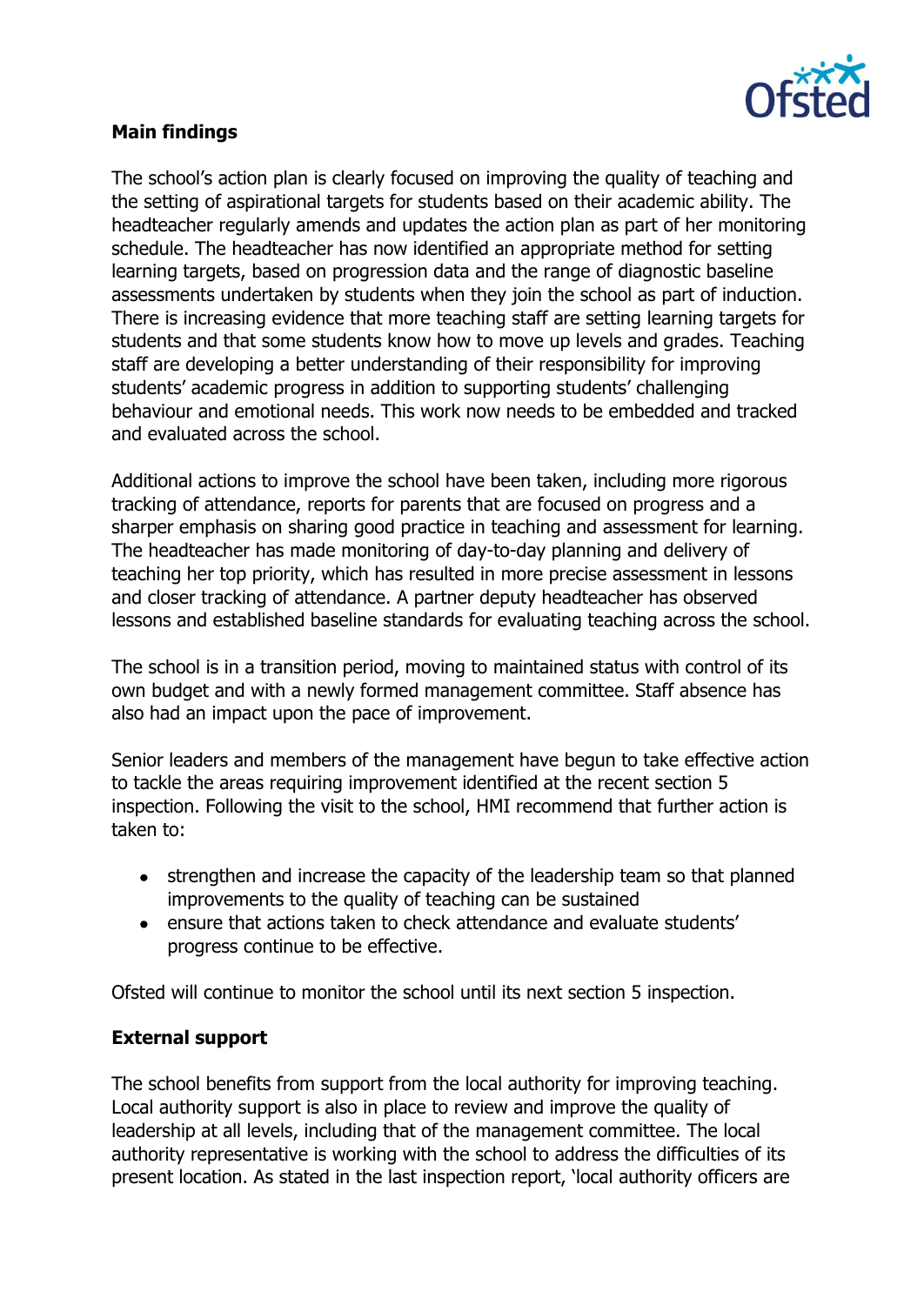## Main findings

The school's action plan is clearly focused on improving the quality of teaching and the setting of aspirational targets for students based on their academic ability. The headteacher regularly amends and updates the action plan as part of her monitoring schedule. The headteacher has now identified an appropriate method for setting learning targets, based on progression data and the range of diagnostic baseline assessments undertaken by students when they join the school as part of induction. There is increasing evidence that more teaching staff are setting learning targets for students and that some students know how to move up levels and grades. Teaching staff are developing a better understanding of their responsibility for improving students' academic progress in addition to supporting students' challenging behaviour and emotional needs. This work now needs to be embedded and tracked and evaluated across the school.

Additional actions to improve the school have been taken, including more rigorous tracking of attendance, reports for parents that are focused on progress and a sharper emphasis on sharing good practice in teaching and assessment for learning. The headteacher has made monitoring of day-to-day planning and delivery of teaching her top priority, which has resulted in more precise assessment in lessons and closer tracking of attendance. A partner deputy headteacher has observed lessons and established baseline standards for evaluating teaching across the school.

The school is in a transition period, moving to maintained status with control of its own budget and with a newly formed management committee. Staff absence has also had an impact upon the pace of improvement.

Senior leaders and members of the management have begun to take effective action to tackle the areas requiring improvement identified at the recent section 5 inspection. Following the visit to the school, HMI recommend that further action is taken to:

- strengthen and increase the capacity of the leadership team so that planned improvements to the quality of teaching can be sustained
- ensure that actions taken to check attendance and evaluate students' progress continue to be effective.

Ofsted will continue to monitor the school until its next section 5 inspection.

## External support

The school benefits from support from the local authority for improving teaching. Local authority support is also in place to review and improve the quality of leadership at all levels, including that of the management committee. The local authority representative is working with the school to address the difficulties of its present location. As stated in the last inspection report, 'local authority officers are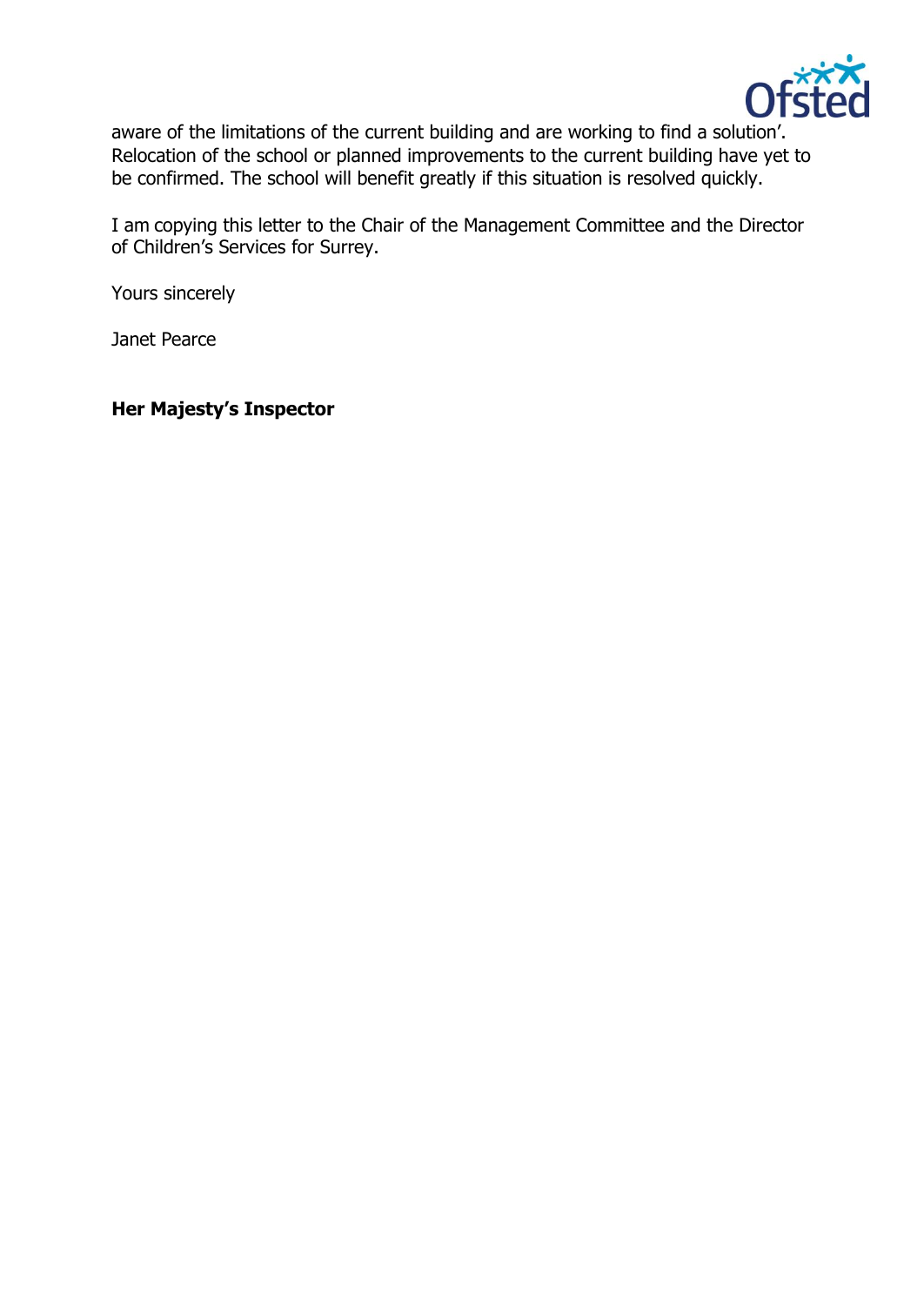aware of the limitations of the current building and are working to find a solution'. Relocation of the school or planned improvements to the current building have yet to be confirmed. The school will benefit greatly if this situation is resolved quickly.

I am copying this letter to the Chair of the Management Committee and the Director of Children's Services for Surrey.

Yours sincerely

Janet Pearce

**Her Majesty's Inspector**